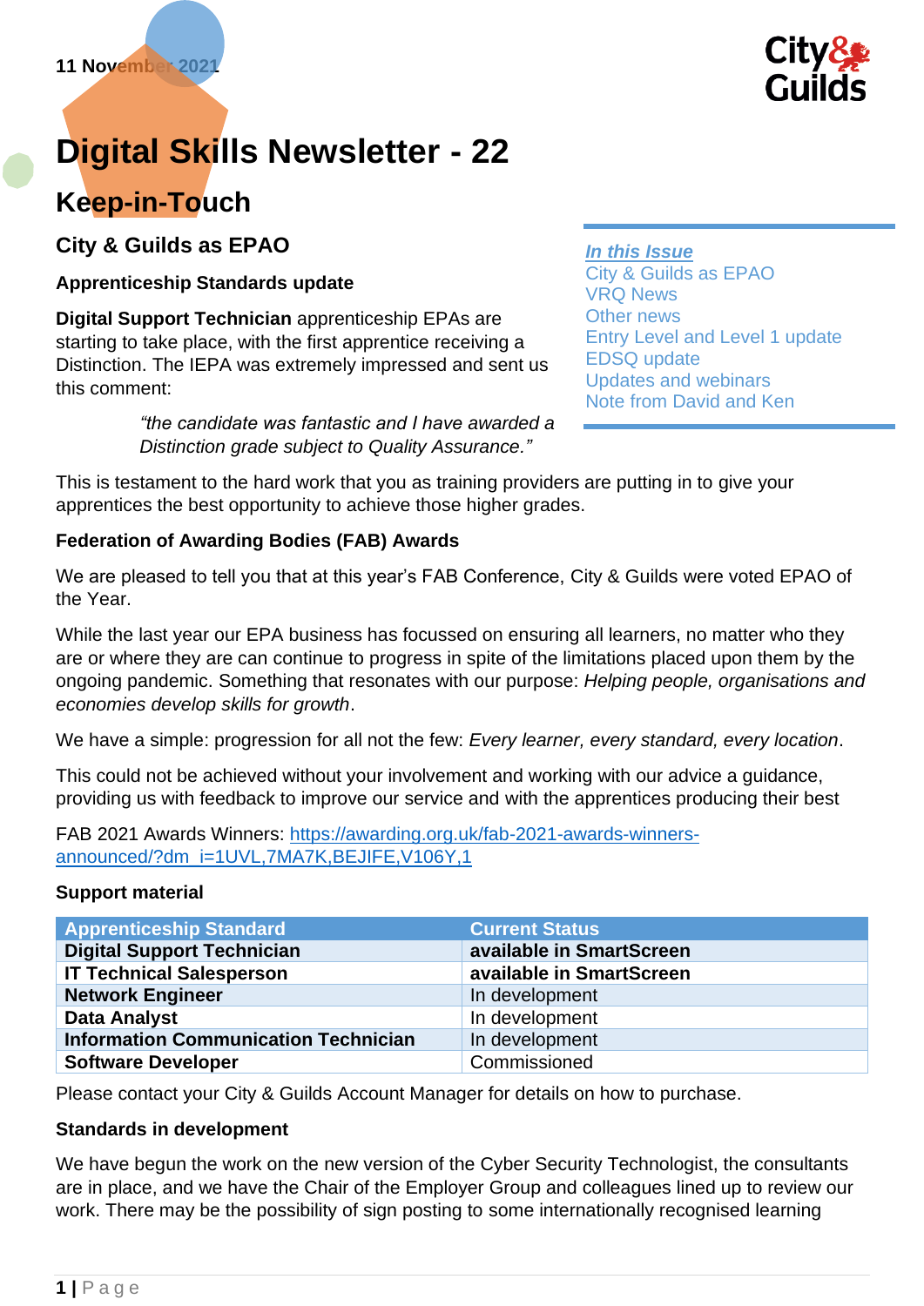11 November 2021

# Digital Skills Newsletter - 22

## Keep-in-Touch

***In this Issue***
- City & Guilds as EPAO
- VRQ News
- Other news
- Entry Level and Level 1 update
- EDSQ update
- Updates and webinars
- Note from David and Ken

### City & Guilds as EPAO

**Apprenticeship Standards update**

**Digital Support Technician** apprenticeship EPAs are starting to take place, with the first apprentice receiving a Distinction. The IEPA was extremely impressed and sent us this comment:

> *"the candidate was fantastic and I have awarded a Distinction grade subject to Quality Assurance."*

This is testament to the hard work that you as training providers are putting in to give your apprentices the best opportunity to achieve those higher grades.

**Federation of Awarding Bodies (FAB) Awards**

We are pleased to tell you that at this year's FAB Conference, City & Guilds were voted EPAO of the Year.

While the last year our EPA business has focussed on ensuring all learners, no matter who they are or where they are can continue to progress in spite of the limitations placed upon them by the ongoing pandemic. Something that resonates with our purpose: *Helping people, organisations and economies develop skills for growth*.

We have a simple: progression for all not the few: *Every learner, every standard, every location*.

This could not be achieved without your involvement and working with our advice a guidance, providing us with feedback to improve our service and with the apprentices producing their best

FAB 2021 Awards Winners: https://awarding.org.uk/fab-2021-awards-winners-announced/?dm_i=1UVL,7MA7K,BEJIFE,V106Y,1

**Support material**

| Apprenticeship Standard | Current Status |
|---|---|
| **Digital Support Technician** | **available in SmartScreen** |
| **IT Technical Salesperson** | **available in SmartScreen** |
| **Network Engineer** | In development |
| **Data Analyst** | In development |
| **Information Communication Technician** | In development |
| **Software Developer** | Commissioned |

Please contact your City & Guilds Account Manager for details on how to purchase.

**Standards in development**

We have begun the work on the new version of the Cyber Security Technologist, the consultants are in place, and we have the Chair of the Employer Group and colleagues lined up to review our work. There may be the possibility of sign posting to some internationally recognised learning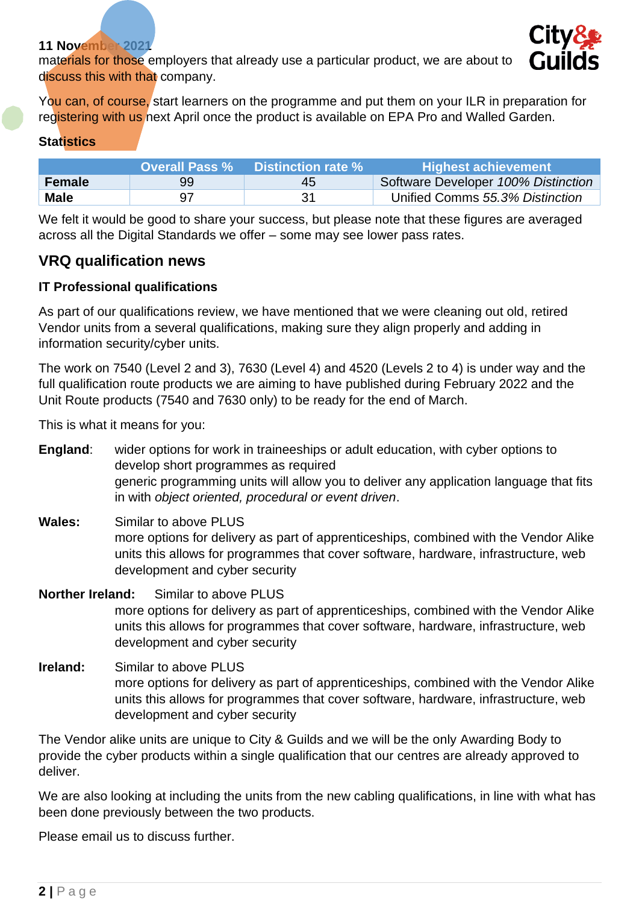materials for those employers that already use a particular product, we are about to discuss this with that company.

You can, of course, start learners on the programme and put them on your ILR in preparation for registering with us next April once the product is available on EPA Pro and Walled Garden.

**Statistics**

| | Overall Pass % | Distinction rate % | Highest achievement |
|---|---|---|---|
| **Female** | 99 | 45 | Software Developer *100% Distinction* |
| **Male** | 97 | 31 | Unified Comms *55.3% Distinction* |

We felt it would be good to share your success, but please note that these figures are averaged across all the Digital Standards we offer – some may see lower pass rates.

## VRQ qualification news

### IT Professional qualifications

As part of our qualifications review, we have mentioned that we were cleaning out old, retired Vendor units from a several qualifications, making sure they align properly and adding in information security/cyber units.

The work on 7540 (Level 2 and 3), 7630 (Level 4) and 4520 (Levels 2 to 4) is under way and the full qualification route products we are aiming to have published during February 2022 and the Unit Route products (7540 and 7630 only) to be ready for the end of March.

This is what it means for you:

**England**: wider options for work in traineeships or adult education, with cyber options to develop short programmes as required
generic programming units will allow you to deliver any application language that fits in with *object oriented, procedural or event driven*.

**Wales:** Similar to above PLUS
more options for delivery as part of apprenticeships, combined with the Vendor Alike units this allows for programmes that cover software, hardware, infrastructure, web development and cyber security

**Norther Ireland:** Similar to above PLUS
more options for delivery as part of apprenticeships, combined with the Vendor Alike units this allows for programmes that cover software, hardware, infrastructure, web development and cyber security

**Ireland:** Similar to above PLUS
more options for delivery as part of apprenticeships, combined with the Vendor Alike units this allows for programmes that cover software, hardware, infrastructure, web development and cyber security

The Vendor alike units are unique to City & Guilds and we will be the only Awarding Body to provide the cyber products within a single qualification that our centres are already approved to deliver.

We are also looking at including the units from the new cabling qualifications, in line with what has been done previously between the two products.

Please email us to discuss further.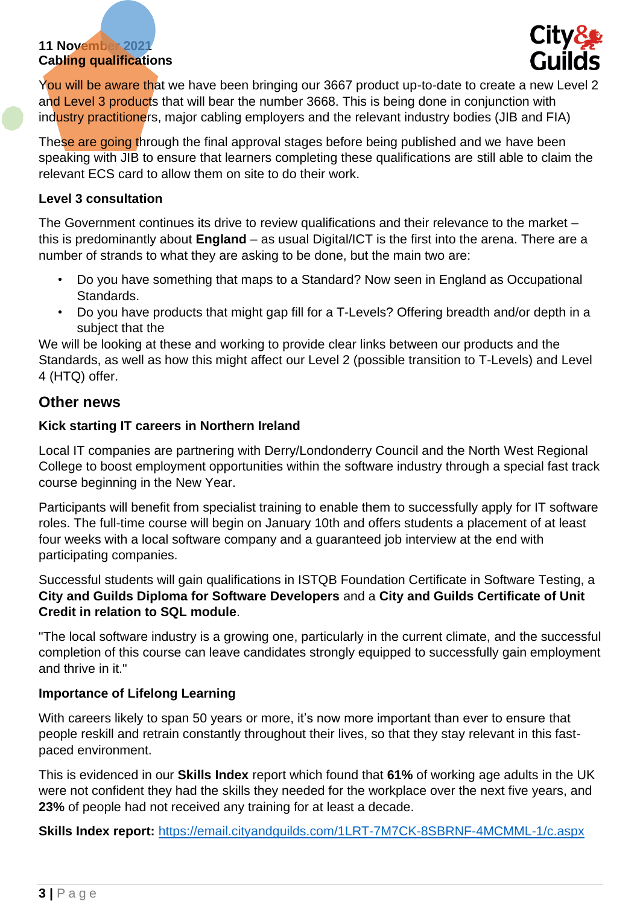**Cabling qualifications**

You will be aware that we have been bringing our 3667 product up-to-date to create a new Level 2 and Level 3 products that will bear the number 3668. This is being done in conjunction with industry practitioners, major cabling employers and the relevant industry bodies (JIB and FIA)

These are going through the final approval stages before being published and we have been speaking with JIB to ensure that learners completing these qualifications are still able to claim the relevant ECS card to allow them on site to do their work.

**Level 3 consultation**

The Government continues its drive to review qualifications and their relevance to the market – this is predominantly about **England** – as usual Digital/ICT is the first into the arena. There are a number of strands to what they are asking to be done, but the main two are:

- Do you have something that maps to a Standard? Now seen in England as Occupational Standards.
- Do you have products that might gap fill for a T-Levels? Offering breadth and/or depth in a subject that the

We will be looking at these and working to provide clear links between our products and the Standards, as well as how this might affect our Level 2 (possible transition to T-Levels) and Level 4 (HTQ) offer.

## Other news

**Kick starting IT careers in Northern Ireland**

Local IT companies are partnering with Derry/Londonderry Council and the North West Regional College to boost employment opportunities within the software industry through a special fast track course beginning in the New Year.

Participants will benefit from specialist training to enable them to successfully apply for IT software roles. The full-time course will begin on January 10th and offers students a placement of at least four weeks with a local software company and a guaranteed job interview at the end with participating companies.

Successful students will gain qualifications in ISTQB Foundation Certificate in Software Testing, a **City and Guilds Diploma for Software Developers** and a **City and Guilds Certificate of Unit Credit in relation to SQL module**.

"The local software industry is a growing one, particularly in the current climate, and the successful completion of this course can leave candidates strongly equipped to successfully gain employment and thrive in it."

**Importance of Lifelong Learning**

With careers likely to span 50 years or more, it's now more important than ever to ensure that people reskill and retrain constantly throughout their lives, so that they stay relevant in this fast-paced environment.

This is evidenced in our **Skills Index** report which found that **61%** of working age adults in the UK were not confident they had the skills they needed for the workplace over the next five years, and **23%** of people had not received any training for at least a decade.

**Skills Index report:** https://email.cityandguilds.com/1LRT-7M7CK-8SBRNF-4MCMML-1/c.aspx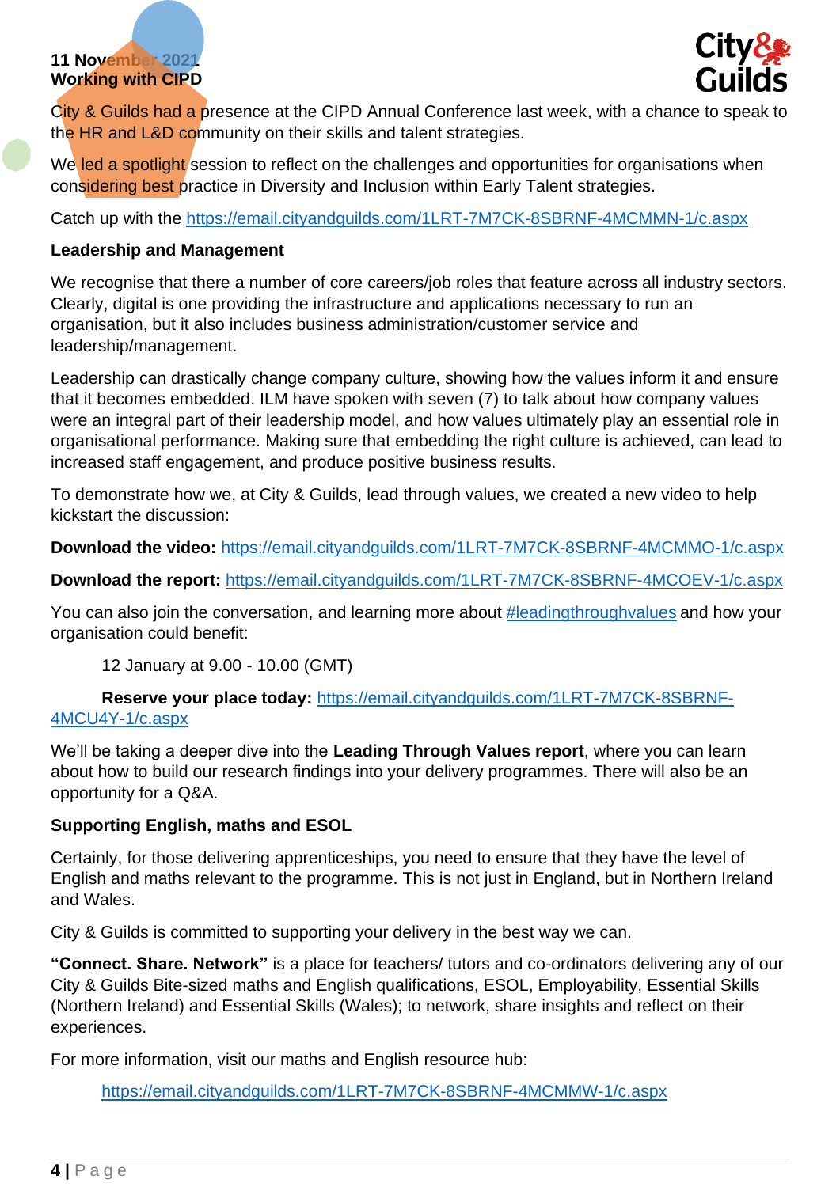11 November 2021
**Working with CIPD**

City & Guilds had a presence at the CIPD Annual Conference last week, with a chance to speak to the HR and L&D community on their skills and talent strategies.

We led a spotlight session to reflect on the challenges and opportunities for organisations when considering best practice in Diversity and Inclusion within Early Talent strategies.

Catch up with the https://email.cityandguilds.com/1LRT-7M7CK-8SBRNF-4MCMMN-1/c.aspx

**Leadership and Management**

We recognise that there a number of core careers/job roles that feature across all industry sectors. Clearly, digital is one providing the infrastructure and applications necessary to run an organisation, but it also includes business administration/customer service and leadership/management.

Leadership can drastically change company culture, showing how the values inform it and ensure that it becomes embedded. ILM have spoken with seven (7) to talk about how company values were an integral part of their leadership model, and how values ultimately play an essential role in organisational performance. Making sure that embedding the right culture is achieved, can lead to increased staff engagement, and produce positive business results.

To demonstrate how we, at City & Guilds, lead through values, we created a new video to help kickstart the discussion:

**Download the video:** https://email.cityandguilds.com/1LRT-7M7CK-8SBRNF-4MCMMO-1/c.aspx

**Download the report:** https://email.cityandguilds.com/1LRT-7M7CK-8SBRNF-4MCOEV-1/c.aspx

You can also join the conversation, and learning more about #leadingthroughvalues and how your organisation could benefit:

12 January at 9.00 - 10.00 (GMT)

**Reserve your place today:** https://email.cityandguilds.com/1LRT-7M7CK-8SBRNF-4MCU4Y-1/c.aspx

We'll be taking a deeper dive into the **Leading Through Values report**, where you can learn about how to build our research findings into your delivery programmes. There will also be an opportunity for a Q&A.

**Supporting English, maths and ESOL**

Certainly, for those delivering apprenticeships, you need to ensure that they have the level of English and maths relevant to the programme. This is not just in England, but in Northern Ireland and Wales.

City & Guilds is committed to supporting your delivery in the best way we can.

**"Connect. Share. Network"** is a place for teachers/ tutors and co-ordinators delivering any of our City & Guilds Bite-sized maths and English qualifications, ESOL, Employability, Essential Skills (Northern Ireland) and Essential Skills (Wales); to network, share insights and reflect on their experiences.

For more information, visit our maths and English resource hub:

https://email.cityandguilds.com/1LRT-7M7CK-8SBRNF-4MCMMW-1/c.aspx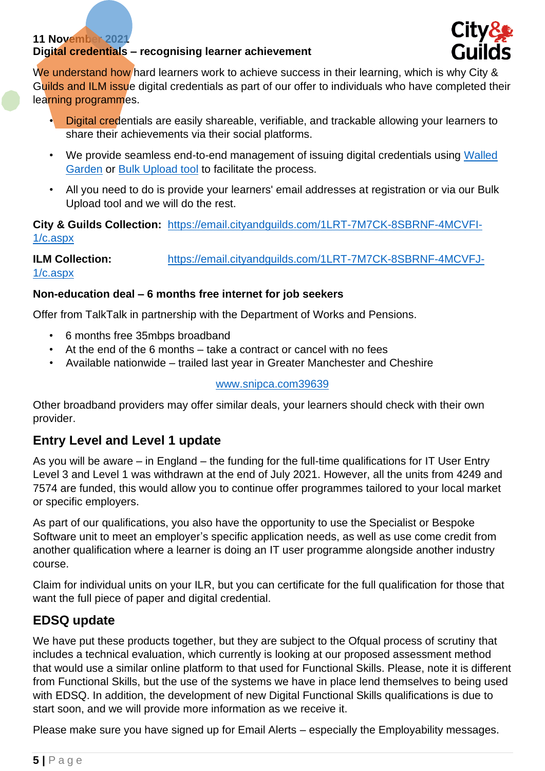**11 November 2021**

**Digital credentials – recognising learner achievement**

We understand how hard learners work to achieve success in their learning, which is why City & Guilds and ILM issue digital credentials as part of our offer to individuals who have completed their learning programmes.

- Digital credentials are easily shareable, verifiable, and trackable allowing your learners to share their achievements via their social platforms.
- We provide seamless end-to-end management of issuing digital credentials using Walled Garden or Bulk Upload tool to facilitate the process.
- All you need to do is provide your learners' email addresses at registration or via our Bulk Upload tool and we will do the rest.

**City & Guilds Collection:** https://email.cityandguilds.com/1LRT-7M7CK-8SBRNF-4MCVFI-1/c.aspx

**ILM Collection:** https://email.cityandguilds.com/1LRT-7M7CK-8SBRNF-4MCVFJ-1/c.aspx

**Non-education deal – 6 months free internet for job seekers**

Offer from TalkTalk in partnership with the Department of Works and Pensions.

- 6 months free 35mbps broadband
- At the end of the 6 months – take a contract or cancel with no fees
- Available nationwide – trailed last year in Greater Manchester and Cheshire

www.snipca.com39639

Other broadband providers may offer similar deals, your learners should check with their own provider.

## Entry Level and Level 1 update

As you will be aware – in England – the funding for the full-time qualifications for IT User Entry Level 3 and Level 1 was withdrawn at the end of July 2021. However, all the units from 4249 and 7574 are funded, this would allow you to continue offer programmes tailored to your local market or specific employers.

As part of our qualifications, you also have the opportunity to use the Specialist or Bespoke Software unit to meet an employer's specific application needs, as well as use come credit from another qualification where a learner is doing an IT user programme alongside another industry course.

Claim for individual units on your ILR, but you can certificate for the full qualification for those that want the full piece of paper and digital credential.

## EDSQ update

We have put these products together, but they are subject to the Ofqual process of scrutiny that includes a technical evaluation, which currently is looking at our proposed assessment method that would use a similar online platform to that used for Functional Skills. Please, note it is different from Functional Skills, but the use of the systems we have in place lend themselves to being used with EDSQ. In addition, the development of new Digital Functional Skills qualifications is due to start soon, and we will provide more information as we receive it.

Please make sure you have signed up for Email Alerts – especially the Employability messages.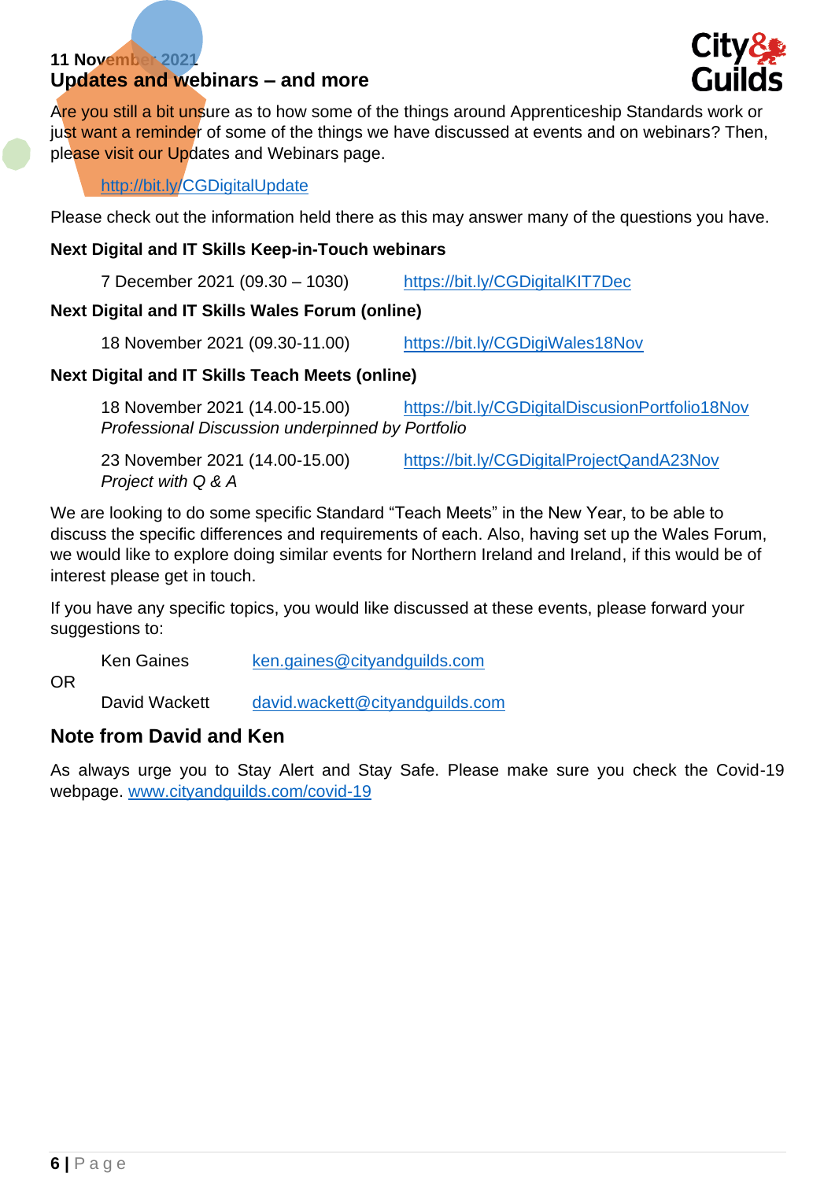11 November 2021

## Updates and webinars – and more

Are you still a bit unsure as to how some of the things around Apprenticeship Standards work or just want a reminder of some of the things we have discussed at events and on webinars? Then, please visit our Updates and Webinars page.

http://bit.ly/CGDigitalUpdate

Please check out the information held there as this may answer many of the questions you have.

**Next Digital and IT Skills Keep-in-Touch webinars**

7 December 2021 (09.30 – 1030) https://bit.ly/CGDigitalKIT7Dec

**Next Digital and IT Skills Wales Forum (online)**

18 November 2021 (09.30-11.00) https://bit.ly/CGDigiWales18Nov

**Next Digital and IT Skills Teach Meets (online)**

18 November 2021 (14.00-15.00) https://bit.ly/CGDigitalDiscusionPortfolio18Nov
*Professional Discussion underpinned by Portfolio*

23 November 2021 (14.00-15.00) https://bit.ly/CGDigitalProjectQandA23Nov
*Project with Q & A*

We are looking to do some specific Standard "Teach Meets" in the New Year, to be able to discuss the specific differences and requirements of each. Also, having set up the Wales Forum, we would like to explore doing similar events for Northern Ireland and Ireland, if this would be of interest please get in touch.

If you have any specific topics, you would like discussed at these events, please forward your suggestions to:

Ken Gaines ken.gaines@cityandguilds.com

OR

David Wackett david.wackett@cityandguilds.com

## Note from David and Ken

As always urge you to Stay Alert and Stay Safe. Please make sure you check the Covid-19 webpage. www.cityandguilds.com/covid-19